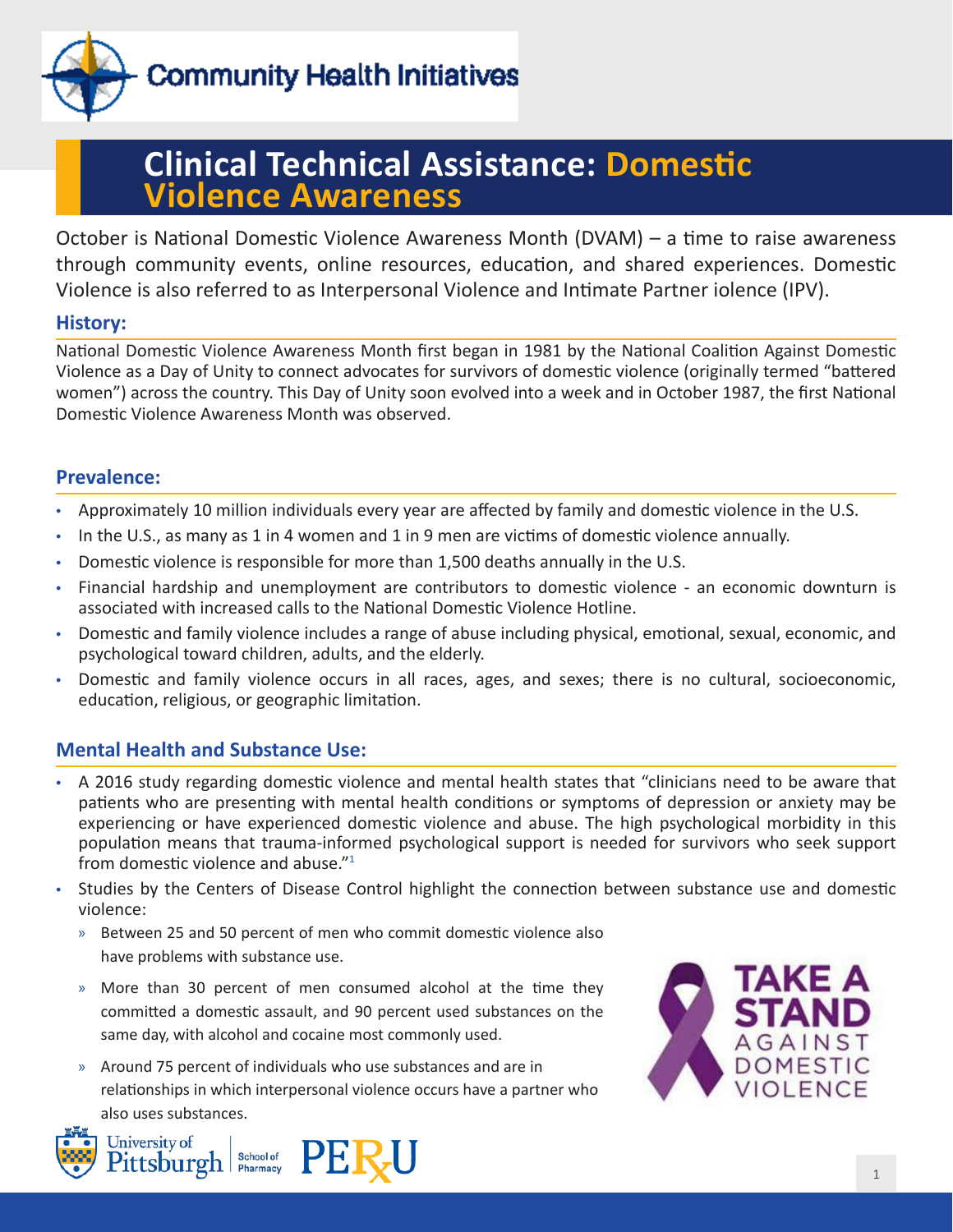# Clinical Technical Assistance: Domestic Violence Awareness

October is National Domestic Violence Awareness Month (DVAM) – a time to raise awareness through community events, online resources, education, and shared experiences. Domestic Violence is also referred to as Interpersonal Violence and Intimate Partner iolence (IPV).

## History:

National Domestic Violence Awareness Month first began in 1981 by the National Coalition Against Domestic Violence as a Day of Unity to connect advocates for survivors of domestic violence (originally termed "battered women") across the country. This Day of Unity soon evolved into a week and in October 1987, the first National Domestic Violence Awareness Month was observed.

## Prevalence:

- Approximately 10 million individuals every year are affected by family and domestic violence in the U.S.
- In the U.S., as many as 1 in 4 women and 1 in 9 men are victims of domestic violence annually.
- Domestic violence is responsible for more than 1,500 deaths annually in the U.S.
- Financial hardship and unemployment are contributors to domestic violence - an economic downturn is associated with increased calls to the National Domestic Violence Hotline.
- Domestic and family violence includes a range of abuse including physical, emotional, sexual, economic, and psychological toward children, adults, and the elderly.
- Domestic and family violence occurs in all races, ages, and sexes; there is no cultural, socioeconomic, education, religious, or geographic limitation.

## Mental Health and Substance Use:

- A 2016 study regarding domestic violence and mental health states that "clinicians need to be aware that patients who are presenting with mental health conditions or symptoms of depression or anxiety may be experiencing or have experienced domestic violence and abuse. The high psychological morbidity in this population means that trauma-informed psychological support is needed for survivors who seek support from domestic violence and abuse."[1]
- Studies by the Centers of Disease Control highlight the connection between substance use and domestic violence:
  - Between 25 and 50 percent of men who commit domestic violence also have problems with substance use.
  - More than 30 percent of men consumed alcohol at the time they committed a domestic assault, and 90 percent used substances on the same day, with alcohol and cocaine most commonly used.
  - Around 75 percent of individuals who use substances and are in relationships in which interpersonal violence occurs have a partner who also uses substances.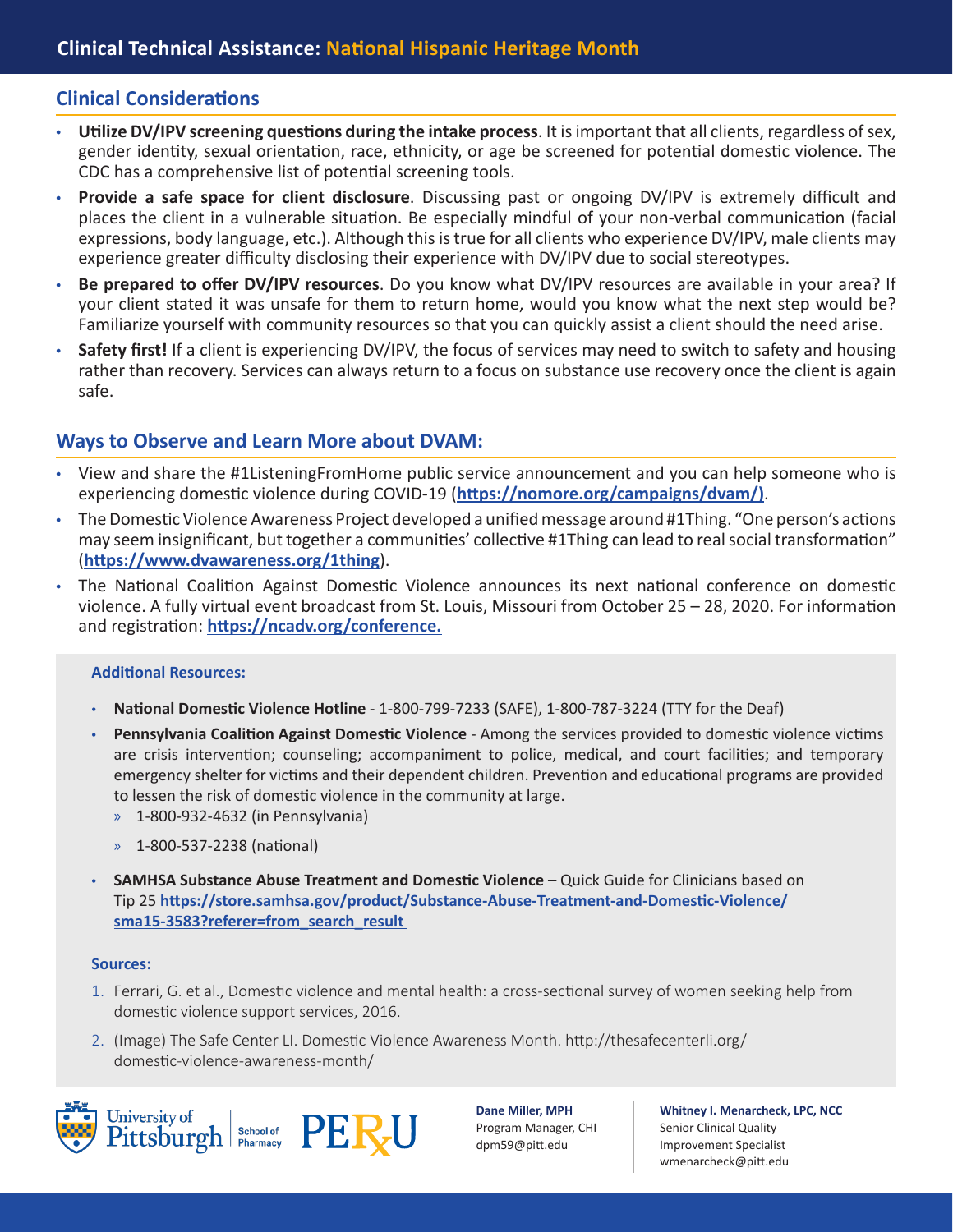## Clinical Technical Assistance: National Hispanic Heritage Month

### Clinical Considerations

- **Utilize DV/IPV screening questions during the intake process**. It is important that all clients, regardless of sex, gender identity, sexual orientation, race, ethnicity, or age be screened for potential domestic violence. The CDC has a comprehensive list of potential screening tools.
- **Provide a safe space for client disclosure**. Discussing past or ongoing DV/IPV is extremely difficult and places the client in a vulnerable situation. Be especially mindful of your non-verbal communication (facial expressions, body language, etc.). Although this is true for all clients who experience DV/IPV, male clients may experience greater difficulty disclosing their experience with DV/IPV due to social stereotypes.
- **Be prepared to offer DV/IPV resources**. Do you know what DV/IPV resources are available in your area? If your client stated it was unsafe for them to return home, would you know what the next step would be? Familiarize yourself with community resources so that you can quickly assist a client should the need arise.
- **Safety first!** If a client is experiencing DV/IPV, the focus of services may need to switch to safety and housing rather than recovery. Services can always return to a focus on substance use recovery once the client is again safe.

### Ways to Observe and Learn More about DVAM:

- View and share the #1ListeningFromHome public service announcement and you can help someone who is experiencing domestic violence during COVID-19 (**https://nomore.org/campaigns/dvam/)**.
- The Domestic Violence Awareness Project developed a unified message around #1Thing. "One person's actions may seem insignificant, but together a communities' collective #1Thing can lead to real social transformation" (**https://www.dvawareness.org/1thing**).
- The National Coalition Against Domestic Violence announces its next national conference on domestic violence. A fully virtual event broadcast from St. Louis, Missouri from October 25 – 28, 2020. For information and registration: **https://ncadv.org/conference.**

#### Additional Resources:

- **National Domestic Violence Hotline** - 1-800-799-7233 (SAFE), 1-800-787-3224 (TTY for the Deaf)
- **Pennsylvania Coalition Against Domestic Violence** - Among the services provided to domestic violence victims are crisis intervention; counseling; accompaniment to police, medical, and court facilities; and temporary emergency shelter for victims and their dependent children. Prevention and educational programs are provided to lessen the risk of domestic violence in the community at large.
  - 1-800-932-4632 (in Pennsylvania)
  - 1-800-537-2238 (national)
- **SAMHSA Substance Abuse Treatment and Domestic Violence** – Quick Guide for Clinicians based on Tip 25 **https://store.samhsa.gov/product/Substance-Abuse-Treatment-and-Domestic-Violence/sma15-3583?referer=from_search_result**

#### Sources:

1. Ferrari, G. et al., Domestic violence and mental health: a cross-sectional survey of women seeking help from domestic violence support services, 2016.
2. (Image) The Safe Center LI. Domestic Violence Awareness Month. http://thesafecenterli.org/domestic-violence-awareness-month/

University of Pittsburgh | School of Pharmacy | PERU

**Dane Miller, MPH**
Program Manager, CHI
dpm59@pitt.edu

**Whitney I. Menarcheck, LPC, NCC**
Senior Clinical Quality Improvement Specialist
wmenarcheck@pitt.edu